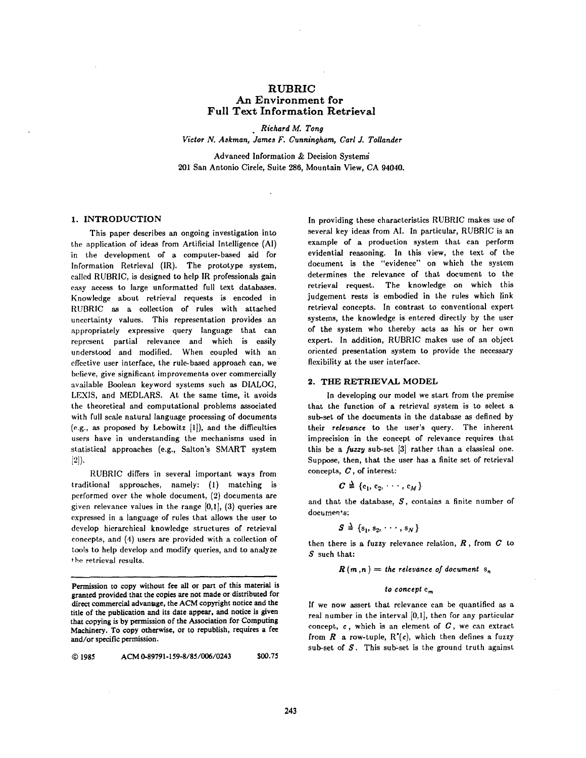# RUBRIC
## An Environment for Full Text Information Retrieval

*Richard M. Tong*
*Victor N. Askman, James F. Cunningham, Carl J. Tollander*

Advanced Information & Decision Systems
201 San Antonio Circle, Suite 286, Mountain View, CA 94040.

## 1. INTRODUCTION

This paper describes an ongoing investigation into the application of ideas from Artificial Intelligence (AI) in the development of a computer-based aid for Information Retrieval (IR). The prototype system, called RUBRIC, is designed to help IR professionals gain easy access to large unformatted full text databases. Knowledge about retrieval requests is encoded in RUBRIC as a collection of rules with attached uncertainty values. This representation provides an appropriately expressive query language that can represent partial relevance and which is easily understood and modified. When coupled with an effective user interface, the rule-based approach can, we believe, give significant improvements over commercially available Boolean keyword systems such as DIALOG, LEXIS, and MEDLARS. At the same time, it avoids the theoretical and computational problems associated with full scale natural language processing of documents (e.g., as proposed by Lebowitz [1]), and the difficulties users have in understanding the mechanisms used in statistical approaches (e.g., Salton's SMART system [2]).

RUBRIC differs in several important ways from traditional approaches, namely: (1) matching is performed over the whole document, (2) documents are given relevance values in the range [0,1], (3) queries are expressed in a language of rules that allows the user to develop hierarchical knowledge structures of retrieval concepts, and (4) users are provided with a collection of tools to help develop and modify queries, and to analyze the retrieval results.

Permission to copy without fee all or part of this material is granted provided that the copies are not made or distributed for direct commercial advantage, the ACM copyright notice and the title of the publication and its date appear, and notice is given that copying is by permission of the Association for Computing Machinery. To copy otherwise, or to republish, requires a fee and/or specific permission.

© 1985 ACM 0-89791-159-8/85/006/0243 $00.75

In providing these characteristics RUBRIC makes use of several key ideas from AI. In particular, RUBRIC is an example of a production system that can perform evidential reasoning. In this view, the text of the document is the "evidence" on which the system determines the relevance of that document to the retrieval request. The knowledge on which this judgement rests is embodied in the rules which link retrieval concepts. In contrast to conventional expert systems, the knowledge is entered directly by the user of the system who thereby acts as his or her own expert. In addition, RUBRIC makes use of an object oriented presentation system to provide the necessary flexibility at the user interface.

## 2. THE RETRIEVAL MODEL

In developing our model we start from the premise that the function of a retrieval system is to select a sub-set of the documents in the database as defined by their ***relevance*** to the user's query. The inherent imprecision in the concept of relevance requires that this be a ***fuzzy*** sub-set [3] rather than a classical one. Suppose, then, that the user has a finite set of retrieval concepts, $C$, of interest:

$$C \triangleq \{c_1, c_2, \cdots, c_M\}$$

and that the database, $S$, contains a finite number of documents:

$$S \triangleq \{s_1, s_2, \cdots, s_N\}$$

then there is a fuzzy relevance relation, $R$, from $C$ to $S$ such that:

$$R(m,n) = \textit{the relevance of document } s_n \textit{ to concept } c_m$$

If we now assert that relevance can be quantified as a real number in the interval [0,1], then for any particular concept, $c$, which is an element of $C$, we can extract from $R$ a row-tuple, $R^*(c)$, which then defines a fuzzy sub-set of $S$. This sub-set is the ground truth against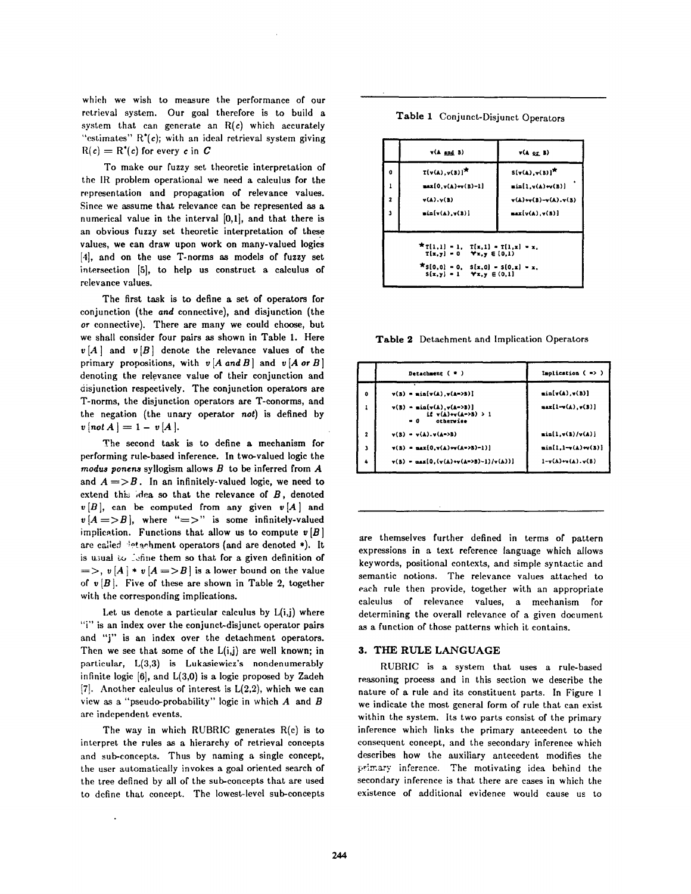which we wish to measure the performance of our retrieval system. Our goal therefore is to build a system that can generate an R(c) which accurately "estimates" $R^*(c)$; with an ideal retrieval system giving $R(c) = R^*(c)$ for every $c$ in $C$

To make our fuzzy set theoretic interpretation of the IR problem operational we need a calculus for the representation and propagation of relevance values. Since we assume that relevance can be represented as a numerical value in the interval [0,1], and that there is an obvious fuzzy set theoretic interpretation of these values, we can draw upon work on many-valued logics [4], and on the use T-norms as models of fuzzy set intersection [5], to help us construct a calculus of relevance values.

The first task is to define a set of operators for conjunction (the *and* connective), and disjunction (the *or* connective). There are many we could choose, but we shall consider four pairs as shown in Table 1. Here $v[A]$ and $v[B]$ denote the relevance values of the primary propositions, with $v[A \text{ and } B]$ and $v[A \text{ or } B]$ denoting the relevance value of their conjunction and disjunction respectively. The conjunction operators are T-norms, the disjunction operators are T-conorms, and the negation (the unary operator *not*) is defined by $v[\text{not } A] = 1 - v[A]$.

The second task is to define a mechanism for performing rule-based inference. In two-valued logic the *modus ponens* syllogism allows $B$ to be inferred from $A$ and $A => B$. In an infinitely-valued logic, we need to extend this idea so that the relevance of $B$, denoted $v[B]$, can be computed from any given $v[A]$ and $v[A => B]$, where "=>" is some infinitely-valued implication. Functions that allow us to compute $v[B]$ are called detachment operators (and are denoted *). It is usual to define them so that for a given definition of =>, $v[A] * v[A => B]$ is a lower bound on the value of $v[B]$. Five of these are shown in Table 2, together with the corresponding implications.

Let us denote a particular calculus by L(i,j) where "i" is an index over the conjunct-disjunct operator pairs and "j" is an index over the detachment operators. Then we see that some of the L(i,j) are well known; in particular, L(3,3) is Lukasiewicz's nondenumerably infinite logic [6], and L(3,0) is a logic proposed by Zadeh [7]. Another calculus of interest is L(2,2), which we can view as a "pseudo-probability" logic in which $A$ and $B$ are independent events.

The way in which RUBRIC generates R(c) is to interpret the rules as a hierarchy of retrieval concepts and sub-concepts. Thus by naming a single concept, the user automatically invokes a goal oriented search of the tree defined by all of the sub-concepts that are used to define that concept. The lowest-level sub-concepts are themselves further defined in terms of pattern expressions in a text reference language which allows keywords, positional contexts, and simple syntactic and semantic notions. The relevance values attached to each rule then provide, together with an appropriate calculus of relevance values, a mechanism for determining the overall relevance of a given document as a function of those patterns which it contains.

**Table 1** Conjunct-Disjunct Operators

| | v(A and B) | v(A or B) |
|---|---|---|
| 0 | T[v(A),v(B)]* | S[v(A),v(B)]* |
| 1 | max[0,v(A)+v(B)-1] | min[1,v(A)+v(B)] |
| 2 | v(A).v(B) | v(A)+v(B)-v(A).v(B) |
| 3 | min[v(A),v(B)] | max[v(A),v(B)] |

*T[1,1] = 1, T[x,1] = T[1,x] = x, T[x,y] = 0 ∀x,y ∈ [0,1)

*S[0,0] = 0, S[x,0] = S[0,x] = x, S[x,y] = 1 ∀x,y ∈ (0,1]

**Table 2** Detachment and Implication Operators

| | Detachment ( * ) | Implication ( => ) |
|---|---|---|
| 0 | v(B) = min[v(A),v(A=>B)] | min[v(A),v(B)] |
| 1 | v(B) = min[v(A),v(A=>B)] if v(A)+v(A=>B) > 1; = 0 otherwise | max[1-v(A),v(B)] |
| 2 | v(B) = v(A).v(A=>B) | min[1,v(B)/v(A)] |
| 3 | v(B) = max[0,v(A)+v(A=>B)-1] | min[1,1-v(A)+v(B)] |
| 4 | v(B) = max[0,(v(A)+v(A=>B)-1)/v(A)] | 1-v(A)+v(A).v(B) |

## 3. THE RULE LANGUAGE

RUBRIC is a system that uses a rule-based reasoning process and in this section we describe the nature of a rule and its constituent parts. In Figure 1 we indicate the most general form of rule that can exist within the system. Its two parts consist of the primary inference which links the primary antecedent to the consequent concept, and the secondary inference which describes how the auxiliary antecedent modifies the primary inference. The motivating idea behind the secondary inference is that there are cases in which the existence of additional evidence would cause us to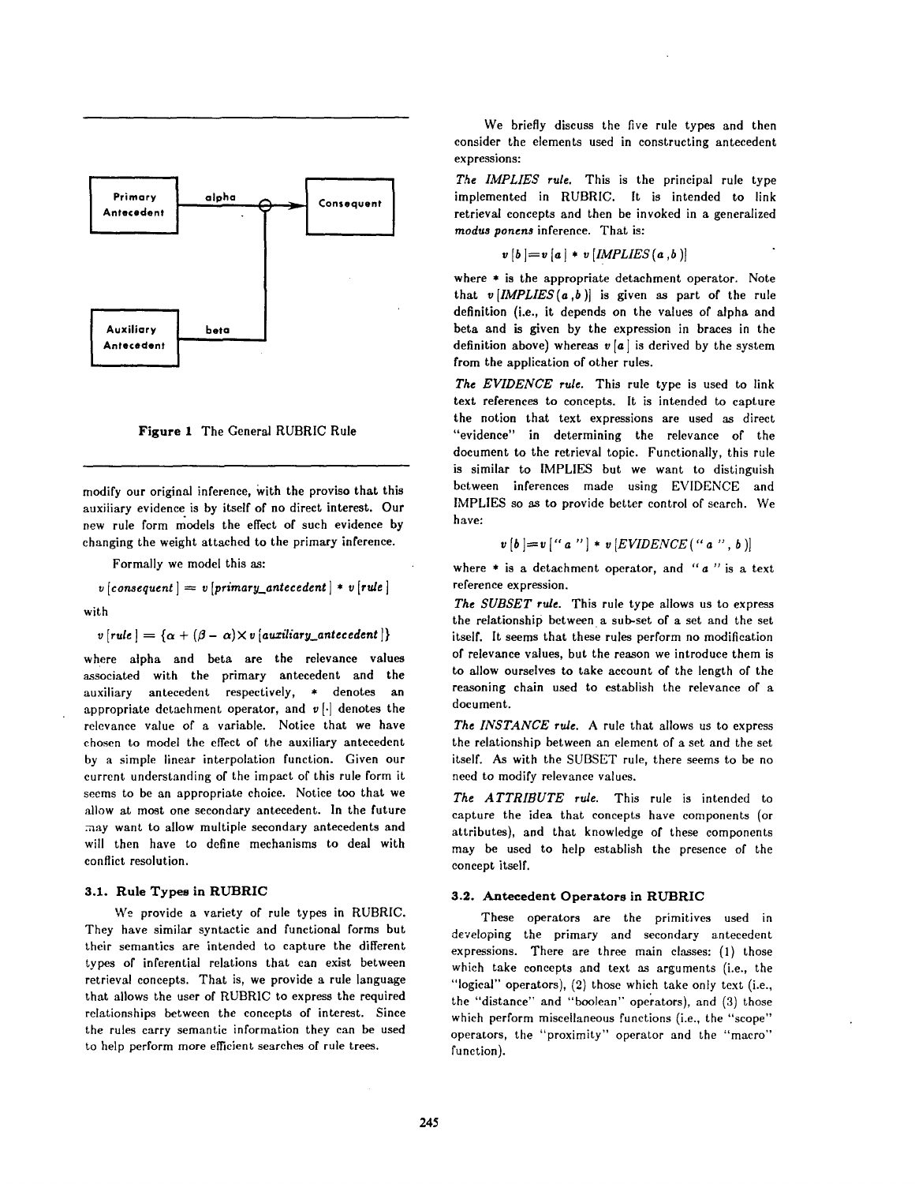Figure 1 The General RUBRIC Rule

modify our original inference, with the proviso that this auxiliary evidence is by itself of no direct interest. Our new rule form models the effect of such evidence by changing the weight attached to the primary inference.

Formally we model this as:

$$v\,[consequent\,] = v\,[primary\_antecedent\,] * v\,[rule\,]$$

with

$$v\,[rule\,] = \{\alpha + (\beta - \alpha) \times v\,[auxiliary\_antecedent\,]\}$$

where alpha and beta are the relevance values associated with the primary antecedent and the auxiliary antecedent respectively, * denotes an appropriate detachment operator, and $v\,[\cdot]$ denotes the relevance value of a variable. Notice that we have chosen to model the effect of the auxiliary antecedent by a simple linear interpolation function. Given our current understanding of the impact of this rule form it seems to be an appropriate choice. Notice too that we allow at most one secondary antecedent. In the future may want to allow multiple secondary antecedents and will then have to define mechanisms to deal with conflict resolution.

### 3.1. Rule Types in RUBRIC

We provide a variety of rule types in RUBRIC. They have similar syntactic and functional forms but their semantics are intended to capture the different types of inferential relations that can exist between retrieval concepts. That is, we provide a rule language that allows the user of RUBRIC to express the required relationships between the concepts of interest. Since the rules carry semantic information they can be used to help perform more efficient searches of rule trees.

We briefly discuss the five rule types and then consider the elements used in constructing antecedent expressions:

*The IMPLIES rule.* This is the principal rule type implemented in RUBRIC. It is intended to link retrieval concepts and then be invoked in a generalized *modus ponens* inference. That is:

$$v\,[b\,] = v\,[a\,] * v\,[IMPLIES\,(a\,,b\,)]$$

where * is the appropriate detachment operator. Note that $v\,[IMPLIES\,(a\,,b\,)]$ is given as part of the rule definition (i.e., it depends on the values of alpha and beta and is given by the expression in braces in the definition above) whereas $v\,[a\,]$ is derived by the system from the application of other rules.

*The EVIDENCE rule.* This rule type is used to link text references to concepts. It is intended to capture the notion that text expressions are used as direct "evidence" in determining the relevance of the document to the retrieval topic. Functionally, this rule is similar to IMPLIES but we want to distinguish between inferences made using EVIDENCE and IMPLIES so as to provide better control of search. We have:

$$v\,[b\,] = v\,[\text{"}a\text{"}\,] * v\,[EVIDENCE\,(\text{"}a\text{"}\,,b\,)]$$

where * is a detachment operator, and "*a*" is a text reference expression.

*The SUBSET rule.* This rule type allows us to express the relationship between a sub-set of a set and the set itself. It seems that these rules perform no modification of relevance values, but the reason we introduce them is to allow ourselves to take account of the length of the reasoning chain used to establish the relevance of a document.

*The INSTANCE rule.* A rule that allows us to express the relationship between an element of a set and the set itself. As with the SUBSET rule, there seems to be no need to modify relevance values.

*The ATTRIBUTE rule.* This rule is intended to capture the idea that concepts have components (or attributes), and that knowledge of these components may be used to help establish the presence of the concept itself.

### 3.2. Antecedent Operators in RUBRIC

These operators are the primitives used in developing the primary and secondary antecedent expressions. There are three main classes: (1) those which take concepts and text as arguments (i.e., the "logical" operators), (2) those which take only text (i.e., the "distance" and "boolean" operators), and (3) those which perform miscellaneous functions (i.e., the "scope" operators, the "proximity" operator and the "macro" function).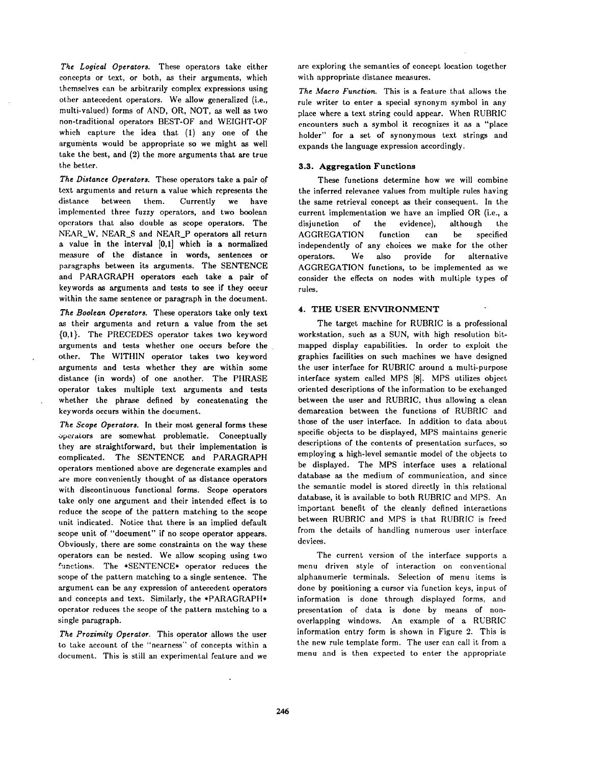*The Logical Operators.* These operators take either concepts or text, or both, as their arguments, which themselves can be arbitrarily complex expressions using other antecedent operators. We allow generalized (i.e., multi-valued) forms of AND, OR, NOT, as well as two non-traditional operators BEST-OF and WEIGHT-OF which capture the idea that (1) any one of the arguments would be appropriate so we might as well take the best, and (2) the more arguments that are true the better.

*The Distance Operators.* These operators take a pair of text arguments and return a value which represents the distance between them. Currently we have implemented three fuzzy operators, and two boolean operators that also double as scope operators. The NEAR_W, NEAR_S and NEAR_P operators all return a value in the interval [0,1] which is a normalized measure of the distance in words, sentences or paragraphs between its arguments. The SENTENCE and PARAGRAPH operators each take a pair of keywords as arguments and tests to see if they occur within the same sentence or paragraph in the document.

*The Boolean Operators.* These operators take only text as their arguments and return a value from the set {0,1}. The PRECEDES operator takes two keyword arguments and tests whether one occurs before the other. The WITHIN operator takes two keyword arguments and tests whether they are within some distance (in words) of one another. The PHRASE operator takes multiple text arguments and tests whether the phrase defined by concatenating the keywords occurs within the document.

*The Scope Operators.* In their most general forms these operators are somewhat problematic. Conceptually they are straightforward, but their implementation is complicated. The SENTENCE and PARAGRAPH operators mentioned above are degenerate examples and are more conveniently thought of as distance operators with discontinuous functional forms. Scope operators take only one argument and their intended effect is to reduce the scope of the pattern matching to the scope unit indicated. Notice that there is an implied default scope unit of "document" if no scope operator appears. Obviously, there are some constraints on the way these operators can be nested. We allow scoping using two functions. The *SENTENCE* operator reduces the scope of the pattern matching to a single sentence. The argument can be any expression of antecedent operators and concepts and text. Similarly, the *PARAGRAPH* operator reduces the scope of the pattern matching to a single paragraph.

*The Proximity Operator.* This operator allows the user to take account of the "nearness" of concepts within a document. This is still an experimental feature and we are exploring the semantics of concept location together with appropriate distance measures.

*The Macro Function.* This is a feature that allows the rule writer to enter a special synonym symbol in any place where a text string could appear. When RUBRIC encounters such a symbol it recognizes it as a "place holder" for a set of synonymous text strings and expands the language expression accordingly.

### 3.3. Aggregation Functions

These functions determine how we will combine the inferred relevance values from multiple rules having the same retrieval concept as their consequent. In the current implementation we have an implied OR (i.e., a disjunction of the evidence), although the AGGREGATION function can be specified independently of any choices we make for the other operators. We also provide for alternative AGGREGATION functions, to be implemented as we consider the effects on nodes with multiple types of rules.

## 4. THE USER ENVIRONMENT

The target machine for RUBRIC is a professional workstation, such as a SUN, with high resolution bit-mapped display capabilities. In order to exploit the graphics facilities on such machines we have designed the user interface for RUBRIC around a multi-purpose interface system called MPS [8]. MPS utilizes object oriented descriptions of the information to be exchanged between the user and RUBRIC, thus allowing a clean demarcation between the functions of RUBRIC and those of the user interface. In addition to data about specific objects to be displayed, MPS maintains generic descriptions of the contents of presentation surfaces, so employing a high-level semantic model of the objects to be displayed. The MPS interface uses a relational database as the medium of communication, and since the semantic model is stored directly in this relational database, it is available to both RUBRIC and MPS. An important benefit of the cleanly defined interactions between RUBRIC and MPS is that RUBRIC is freed from the details of handling numerous user interface devices.

The current version of the interface supports a menu driven style of interaction on conventional alphanumeric terminals. Selection of menu items is done by positioning a cursor via function keys, input of information is done through displayed forms, and presentation of data is done by means of non-overlapping windows. An example of a RUBRIC information entry form is shown in Figure 2. This is the new rule template form. The user can call it from a menu and is then expected to enter the appropriate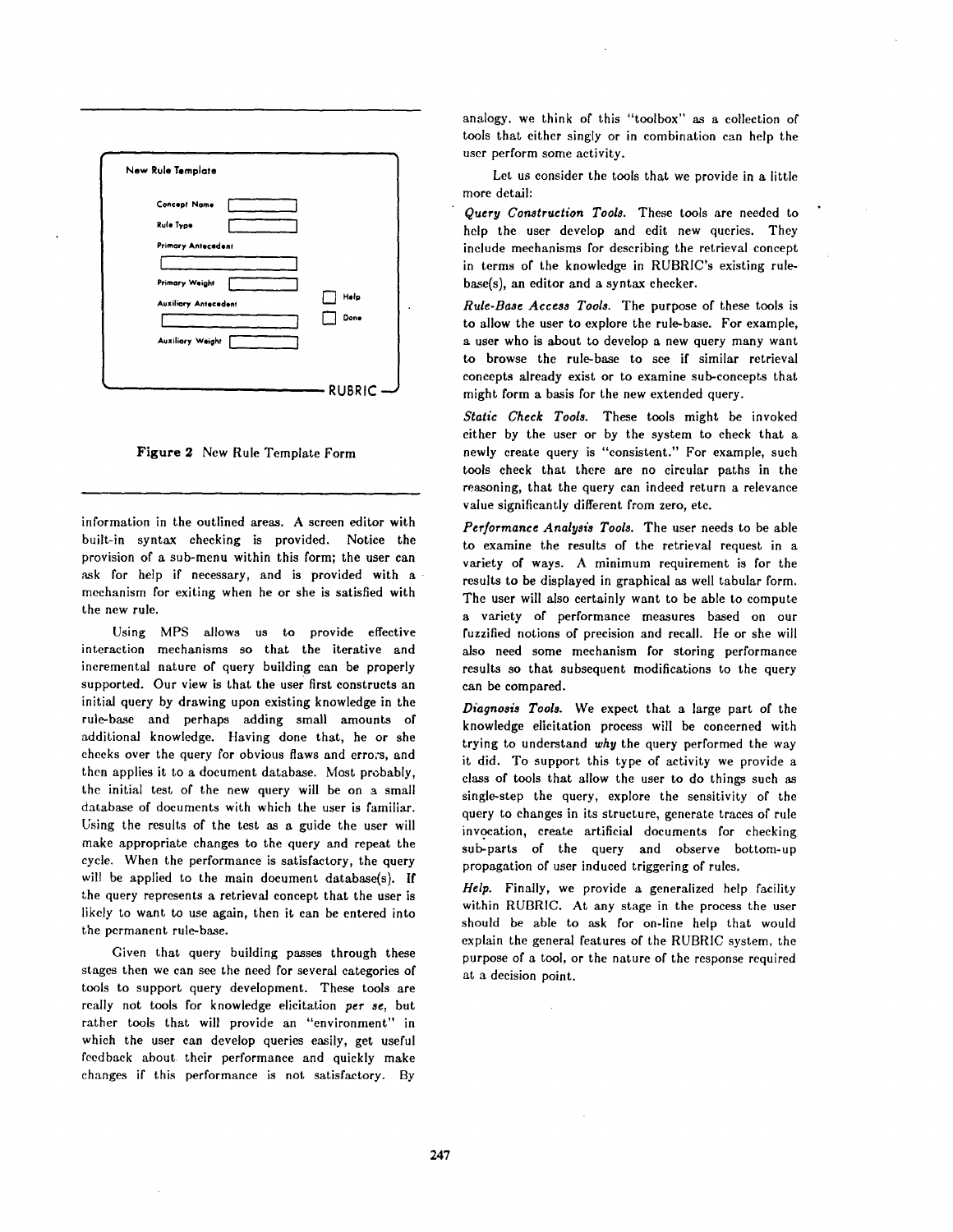New Rule Template

Concept Name

Rule Type

Primary Antecedent

Primary Weight

Auxiliary Antecedent

Auxiliary Weight

Help

Done

RUBRIC

**Figure 2** New Rule Template Form

information in the outlined areas. A screen editor with built-in syntax checking is provided. Notice the provision of a sub-menu within this form; the user can ask for help if necessary, and is provided with a mechanism for exiting when he or she is satisfied with the new rule.

Using MPS allows us to provide effective interaction mechanisms so that the iterative and incremental nature of query building can be properly supported. Our view is that the user first constructs an initial query by drawing upon existing knowledge in the rule-base and perhaps adding small amounts of additional knowledge. Having done that, he or she checks over the query for obvious flaws and errors, and then applies it to a document database. Most probably, the initial test of the new query will be on a small database of documents with which the user is familiar. Using the results of the test as a guide the user will make appropriate changes to the query and repeat the cycle. When the performance is satisfactory, the query will be applied to the main document database(s). If the query represents a retrieval concept that the user is likely to want to use again, then it can be entered into the permanent rule-base.

Given that query building passes through these stages then we can see the need for several categories of tools to support query development. These tools are really not tools for knowledge elicitation *per se*, but rather tools that will provide an "environment" in which the user can develop queries easily, get useful feedback about their performance and quickly make changes if this performance is not satisfactory. By analogy, we think of this "toolbox" as a collection of tools that either singly or in combination can help the user perform some activity.

Let us consider the tools that we provide in a little more detail:

*Query Construction Tools.* These tools are needed to help the user develop and edit new queries. They include mechanisms for describing the retrieval concept in terms of the knowledge in RUBRIC's existing rule-base(s), an editor and a syntax checker.

*Rule-Base Access Tools.* The purpose of these tools is to allow the user to explore the rule-base. For example, a user who is about to develop a new query many want to browse the rule-base to see if similar retrieval concepts already exist or to examine sub-concepts that might form a basis for the new extended query.

*Static Check Tools.* These tools might be invoked either by the user or by the system to check that a newly create query is "consistent." For example, such tools check that there are no circular paths in the reasoning, that the query can indeed return a relevance value significantly different from zero, etc.

*Performance Analysis Tools.* The user needs to be able to examine the results of the retrieval request in a variety of ways. A minimum requirement is for the results to be displayed in graphical as well tabular form. The user will also certainly want to be able to compute a variety of performance measures based on our fuzzified notions of precision and recall. He or she will also need some mechanism for storing performance results so that subsequent modifications to the query can be compared.

*Diagnosis Tools.* We expect that a large part of the knowledge elicitation process will be concerned with trying to understand *why* the query performed the way it did. To support this type of activity we provide a class of tools that allow the user to do things such as single-step the query, explore the sensitivity of the query to changes in its structure, generate traces of rule invocation, create artificial documents for checking sub-parts of the query and observe bottom-up propagation of user induced triggering of rules.

*Help.* Finally, we provide a generalized help facility within RUBRIC. At any stage in the process the user should be able to ask for on-line help that would explain the general features of the RUBRIC system, the purpose of a tool, or the nature of the response required at a decision point.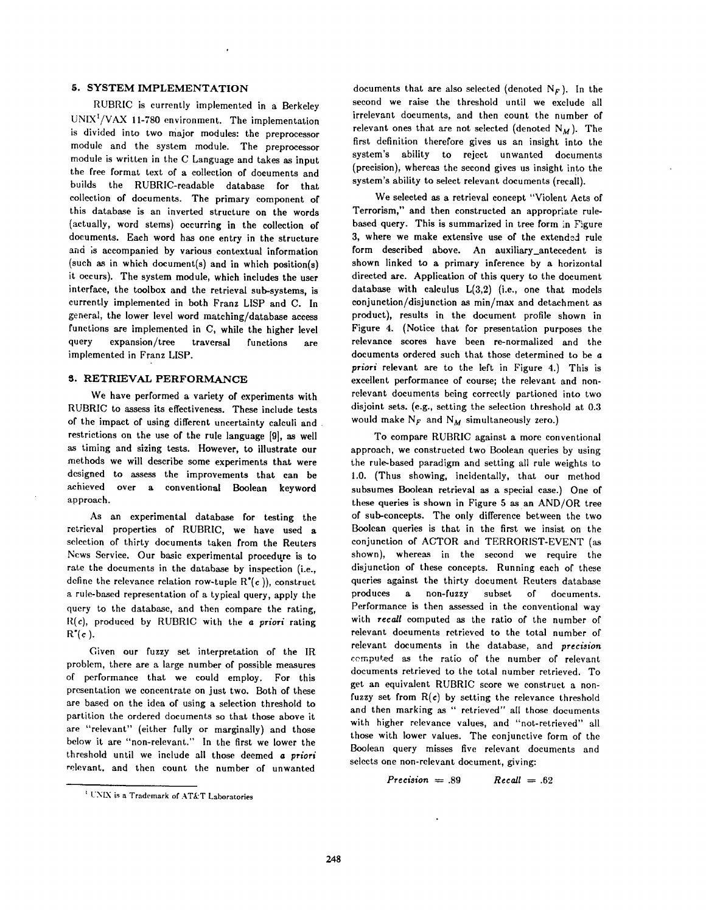## 5. SYSTEM IMPLEMENTATION

RUBRIC is currently implemented in a Berkeley UNIX[1]/VAX 11-780 environment. The implementation is divided into two major modules: the preprocessor module and the system module. The preprocessor module is written in the C Language and takes as input the free format text of a collection of documents and builds the RUBRIC-readable database for that collection of documents. The primary component of this database is an inverted structure on the words (actually, word stems) occurring in the collection of documents. Each word has one entry in the structure and is accompanied by various contextual information (such as in which document(s) and in which position(s) it occurs). The system module, which includes the user interface, the toolbox and the retrieval sub-systems, is currently implemented in both Franz LISP and C. In general, the lower level word matching/database access functions are implemented in C, while the higher level query expansion/tree traversal functions are implemented in Franz LISP.

## 6. RETRIEVAL PERFORMANCE

We have performed a variety of experiments with RUBRIC to assess its effectiveness. These include tests of the impact of using different uncertainty calculi and restrictions on the use of the rule language [9], as well as timing and sizing tests. However, to illustrate our methods we will describe some experiments that were designed to assess the improvements that can be achieved over a conventional Boolean keyword approach.

As an experimental database for testing the retrieval properties of RUBRIC, we have used a selection of thirty documents taken from the Reuters News Service. Our basic experimental procedure is to rate the documents in the database by inspection (i.e., define the relevance relation row-tuple $R^*(c)$), construct a rule-based representation of a typical query, apply the query to the database, and then compare the rating, $R(c)$, produced by RUBRIC with the *a priori* rating $R^*(c)$.

Given our fuzzy set interpretation of the IR problem, there are a large number of possible measures of performance that we could employ. For this presentation we concentrate on just two. Both of these are based on the idea of using a selection threshold to partition the ordered documents so that those above it are "relevant" (either fully or marginally) and those below it are "non-relevant." In the first we lower the threshold until we include all those deemed *a priori* relevant, and then count the number of unwanted documents that are also selected (denoted $N_F$). In the second we raise the threshold until we exclude all irrelevant documents, and then count the number of relevant ones that are not selected (denoted $N_M$). The first definition therefore gives us an insight into the system's ability to reject unwanted documents (precision), whereas the second gives us insight into the system's ability to select relevant documents (recall).

We selected as a retrieval concept "Violent Acts of Terrorism," and then constructed an appropriate rule-based query. This is summarized in tree form in Figure 3, where we make extensive use of the extended rule form described above. An auxiliary_antecedent is shown linked to a primary inference by a horizontal directed arc. Application of this query to the document database with calculus L(3,2) (i.e., one that models conjunction/disjunction as min/max and detachment as product), results in the document profile shown in Figure 4. (Notice that for presentation purposes the relevance scores have been re-normalized and the documents ordered such that those determined to be *a priori* relevant are to the left in Figure 4.) This is excellent performance of course; the relevant and non-relevant documents being correctly partioned into two disjoint sets. (e.g., setting the selection threshold at 0.3 would make $N_F$ and $N_M$ simultaneously zero.)

To compare RUBRIC against a more conventional approach, we constructed two Boolean queries by using the rule-based paradigm and setting all rule weights to 1.0. (Thus showing, incidentally, that our method subsumes Boolean retrieval as a special case.) One of these queries is shown in Figure 5 as an AND/OR tree of sub-concepts. The only difference between the two Boolean queries is that in the first we insist on the conjunction of ACTOR and TERRORIST-EVENT (as shown), whereas in the second we require the disjunction of these concepts. Running each of these queries against the thirty document Reuters database produces a non-fuzzy subset of documents. Performance is then assessed in the conventional way with ***recall*** computed as the ratio of the number of relevant documents retrieved to the total number of relevant documents in the database, and ***precision*** computed as the ratio of the number of relevant documents retrieved to the total number retrieved. To get an equivalent RUBRIC score we construct a non-fuzzy set from $R(c)$ by setting the relevance threshold and then marking as " retrieved" all those documents with higher relevance values, and "not-retrieved" all those with lower values. The conjunctive form of the Boolean query misses five relevant documents and selects one non-relevant document, giving:

$$\textit{Precision} = .89 \qquad \textit{Recall} = .62$$

[1] UNIX is a Trademark of AT&T Laboratories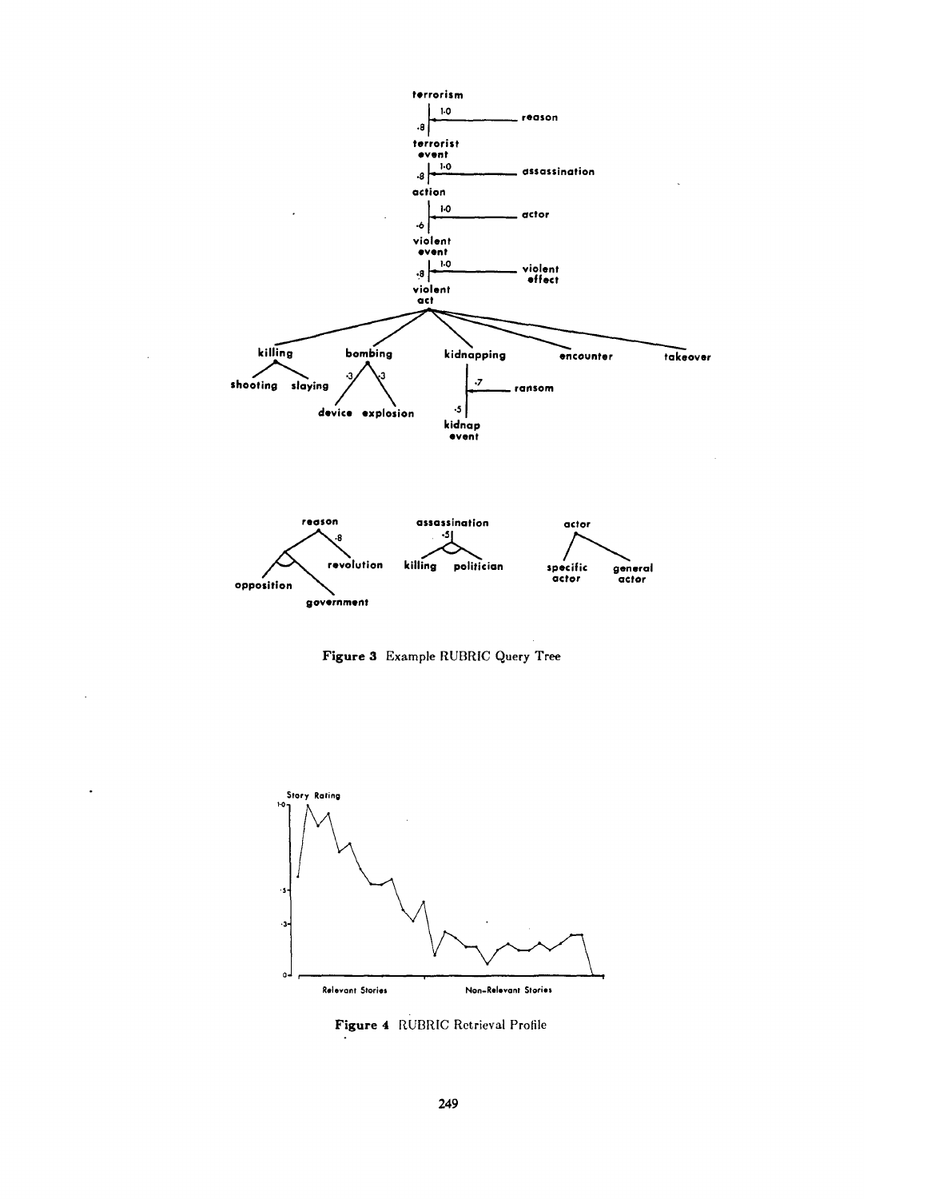Figure 3 Example RUBRIC Query Tree

Figure 4 RUBRIC Retrieval Profile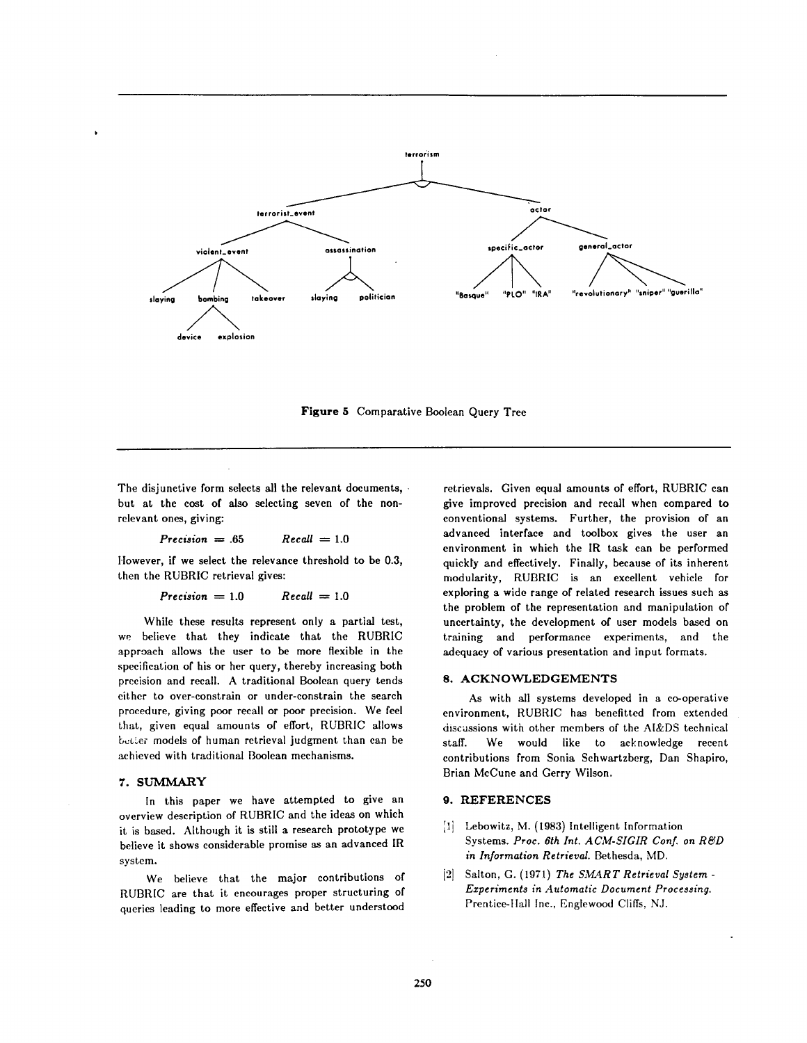Figure 5 Comparative Boolean Query Tree

The disjunctive form selects all the relevant documents, but at the cost of also selecting seven of the non-relevant ones, giving:

$$Precision = .65 \qquad Recall = 1.0$$

However, if we select the relevance threshold to be 0.3, then the RUBRIC retrieval gives:

$$Precision = 1.0 \qquad Recall = 1.0$$

While these results represent only a partial test, we believe that they indicate that the RUBRIC approach allows the user to be more flexible in the specification of his or her query, thereby increasing both precision and recall. A traditional Boolean query tends either to over-constrain or under-constrain the search procedure, giving poor recall or poor precision. We feel that, given equal amounts of effort, RUBRIC allows better models of human retrieval judgment than can be achieved with traditional Boolean mechanisms.

## 7. SUMMARY

In this paper we have attempted to give an overview description of RUBRIC and the ideas on which it is based. Although it is still a research prototype we believe it shows considerable promise as an advanced IR system.

We believe that the major contributions of RUBRIC are that it encourages proper structuring of queries leading to more effective and better understood retrievals. Given equal amounts of effort, RUBRIC can give improved precision and recall when compared to conventional systems. Further, the provision of an advanced interface and toolbox gives the user an environment in which the IR task can be performed quickly and effectively. Finally, because of its inherent modularity, RUBRIC is an excellent vehicle for exploring a wide range of related research issues such as the problem of the representation and manipulation of uncertainty, the development of user models based on training and performance experiments, and the adequacy of various presentation and input formats.

## 8. ACKNOWLEDGEMENTS

As with all systems developed in a co-operative environment, RUBRIC has benefitted from extended discussions with other members of the AI&DS technical staff. We would like to acknowledge recent contributions from Sonia Schwartzberg, Dan Shapiro, Brian McCune and Gerry Wilson.

## 9. REFERENCES

[1] Lebowitz, M. (1983) Intelligent Information Systems. *Proc. 6th Int. ACM-SIGIR Conf. on R&D in Information Retrieval.* Bethesda, MD.

[2] Salton, G. (1971) *The SMART Retrieval System - Experiments in Automatic Document Processing.* Prentice-Hall Inc., Englewood Cliffs, NJ.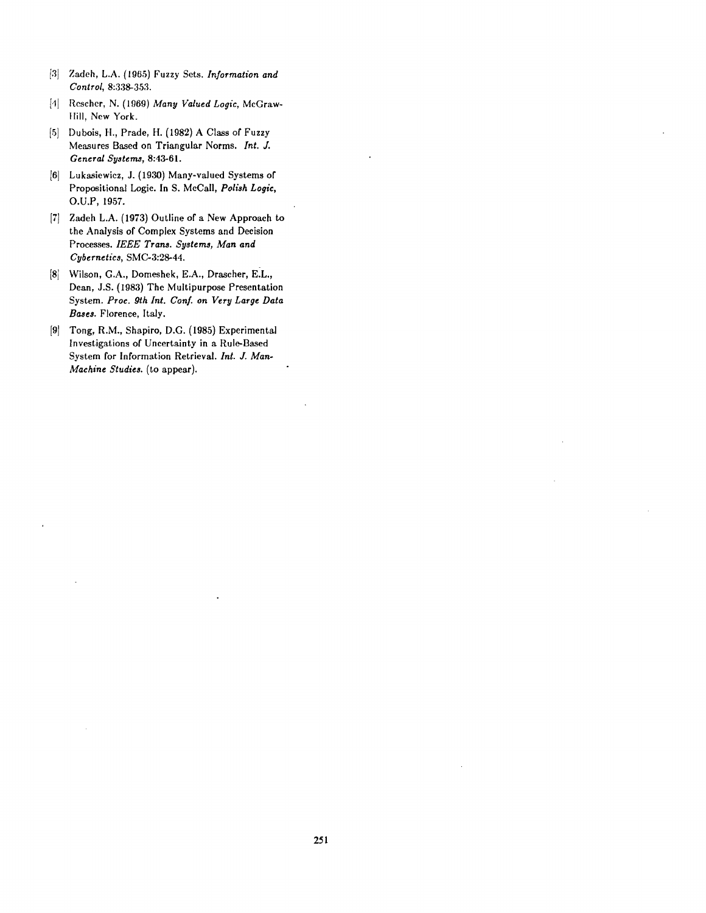[3] Zadeh, L.A. (1965) Fuzzy Sets. *Information and Control*, 8:338-353.

[4] Rescher, N. (1969) *Many Valued Logic*, McGraw-Hill, New York.

[5] Dubois, H., Prade, H. (1982) A Class of Fuzzy Measures Based on Triangular Norms. *Int. J. General Systems*, 8:43-61.

[6] Lukasiewicz, J. (1930) Many-valued Systems of Propositional Logic. In S. McCall, *Polish Logic*, O.U.P, 1957.

[7] Zadeh L.A. (1973) Outline of a New Approach to the Analysis of Complex Systems and Decision Processes. *IEEE Trans. Systems, Man and Cybernetics*, SMC-3:28-44.

[8] Wilson, G.A., Domeshek, E.A., Drascher, E.L., Dean, J.S. (1983) The Multipurpose Presentation System. *Proc. 9th Int. Conf. on Very Large Data Bases.* Florence, Italy.

[9] Tong, R.M., Shapiro, D.G. (1985) Experimental Investigations of Uncertainty in a Rule-Based System for Information Retrieval. *Int. J. Man-Machine Studies.* (to appear).